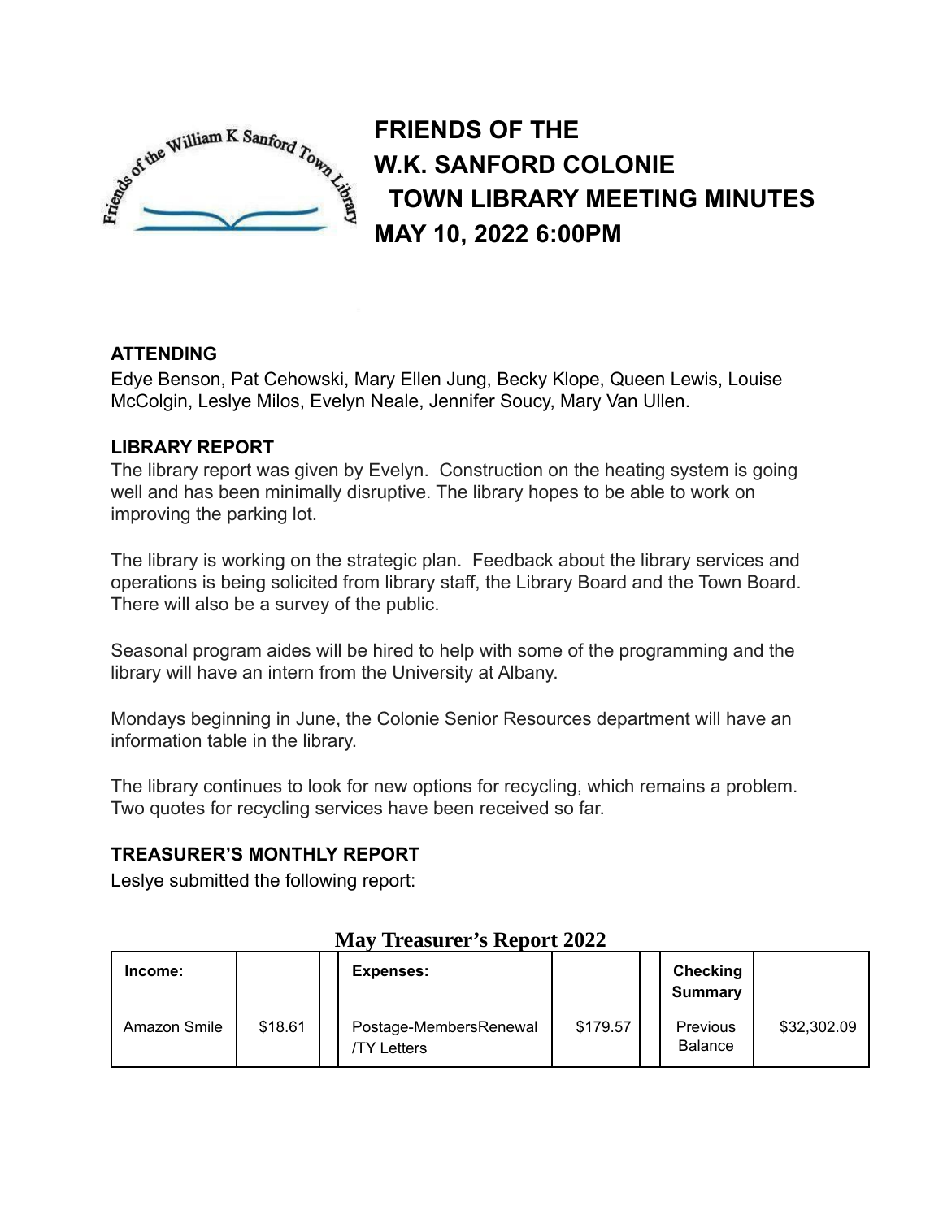# FRIENDS OF THE W.K. SANFORD COLONIE TOWN LIBRARY MEETING MINUTES MAY 10, 2022 6:00PM

**ATTENDING**

Edye Benson, Pat Cehowski, Mary Ellen Jung, Becky Klope, Queen Lewis, Louise McColgin, Leslye Milos, Evelyn Neale, Jennifer Soucy, Mary Van Ullen.

**LIBRARY REPORT**

The library report was given by Evelyn. Construction on the heating system is going well and has been minimally disruptive. The library hopes to be able to work on improving the parking lot.

The library is working on the strategic plan. Feedback about the library services and operations is being solicited from library staff, the Library Board and the Town Board. There will also be a survey of the public.

Seasonal program aides will be hired to help with some of the programming and the library will have an intern from the University at Albany.

Mondays beginning in June, the Colonie Senior Resources department will have an information table in the library.

The library continues to look for new options for recycling, which remains a problem. Two quotes for recycling services have been received so far.

**TREASURER'S MONTHLY REPORT**

Leslye submitted the following report:

**May Treasurer's Report 2022**

| Income: | | | Expenses: | | | Checking Summary | |
|---|---|---|---|---|---|---|---|
| Amazon Smile | $18.61 | | Postage-MembersRenewal /TY Letters | $179.57 | | Previous Balance | $32,302.09 |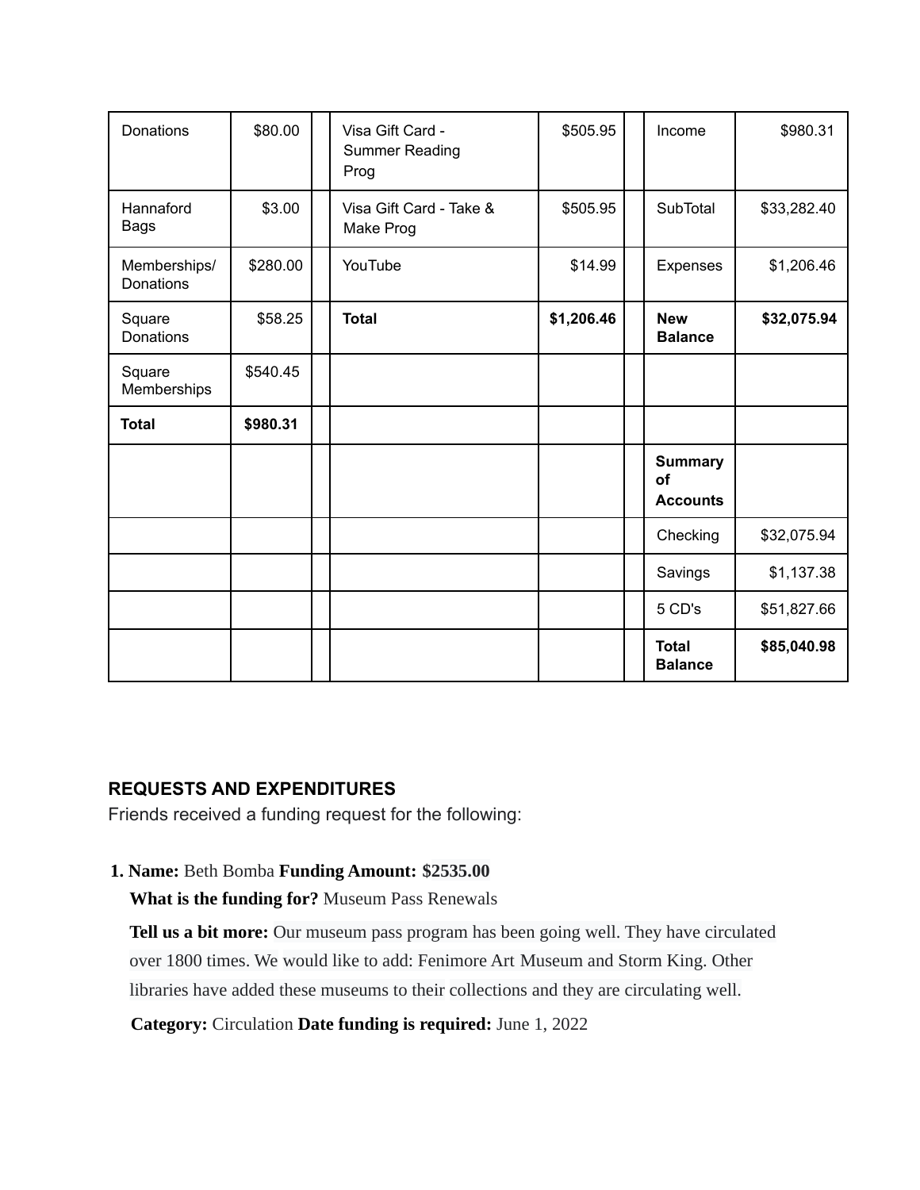| Donations | $80.00 | | Visa Gift Card - Summer Reading Prog | $505.95 | | Income | $980.31 |
|---|---|---|---|---|---|---|---|
| Hannaford Bags | $3.00 | | Visa Gift Card - Take & Make Prog | $505.95 | | SubTotal | $33,282.40 |
| Memberships/ Donations | $280.00 | | YouTube | $14.99 | | Expenses | $1,206.46 |
| Square Donations | $58.25 | | **Total** | **$1,206.46** | | **New Balance** | **$32,075.94** |
| Square Memberships | $540.45 | | | | | | |
| **Total** | **$980.31** | | | | | | |
| | | | | | | **Summary of Accounts** | |
| | | | | | | Checking | $32,075.94 |
| | | | | | | Savings | $1,137.38 |
| | | | | | | 5 CD's | $51,827.66 |
| | | | | | | **Total Balance** | **$85,040.98** |

## REQUESTS AND EXPENDITURES

Friends received a funding request for the following:

1. **Name:** Beth Bomba **Funding Amount: $2535.00**

   **What is the funding for?** Museum Pass Renewals

   **Tell us a bit more:** Our museum pass program has been going well. They have circulated over 1800 times. We would like to add: Fenimore Art Museum and Storm King. Other libraries have added these museums to their collections and they are circulating well.

   **Category:** Circulation **Date funding is required:** June 1, 2022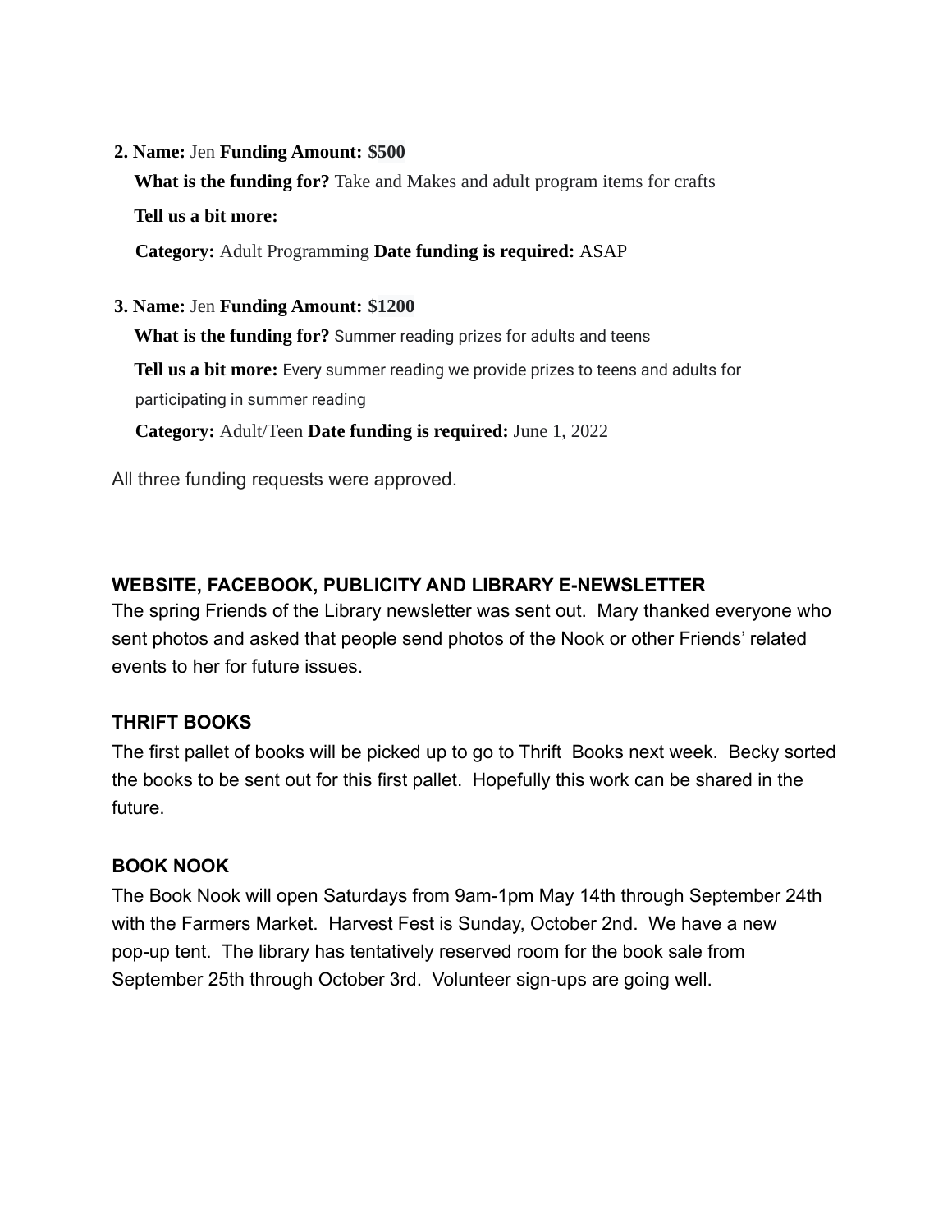2. **Name:** Jen **Funding Amount: $500**

   **What is the funding for?** Take and Makes and adult program items for crafts

   **Tell us a bit more:**

   **Category:** Adult Programming **Date funding is required:** ASAP

3. **Name:** Jen **Funding Amount: $1200**

   **What is the funding for?** Summer reading prizes for adults and teens

   **Tell us a bit more:** Every summer reading we provide prizes to teens and adults for participating in summer reading

   **Category:** Adult/Teen **Date funding is required:** June 1, 2022

All three funding requests were approved.

**WEBSITE, FACEBOOK, PUBLICITY AND LIBRARY E-NEWSLETTER**

The spring Friends of the Library newsletter was sent out. Mary thanked everyone who sent photos and asked that people send photos of the Nook or other Friends' related events to her for future issues.

**THRIFT BOOKS**

The first pallet of books will be picked up to go to Thrift Books next week. Becky sorted the books to be sent out for this first pallet. Hopefully this work can be shared in the future.

**BOOK NOOK**

The Book Nook will open Saturdays from 9am-1pm May 14th through September 24th with the Farmers Market. Harvest Fest is Sunday, October 2nd. We have a new pop-up tent. The library has tentatively reserved room for the book sale from September 25th through October 3rd. Volunteer sign-ups are going well.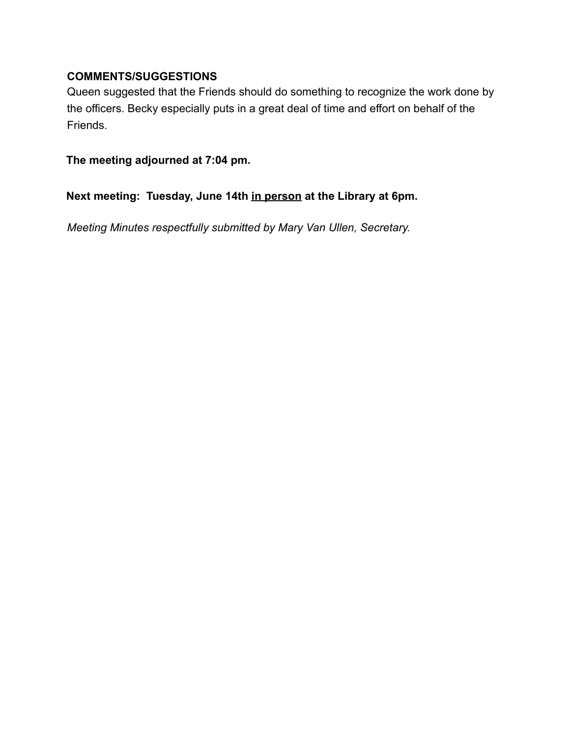**COMMENTS/SUGGESTIONS**

Queen suggested that the Friends should do something to recognize the work done by the officers. Becky especially puts in a great deal of time and effort on behalf of the Friends.

**The meeting adjourned at 7:04 pm.**

**Next meeting: Tuesday, June 14th <u>in person</u> at the Library at 6pm.**

*Meeting Minutes respectfully submitted by Mary Van Ullen, Secretary.*